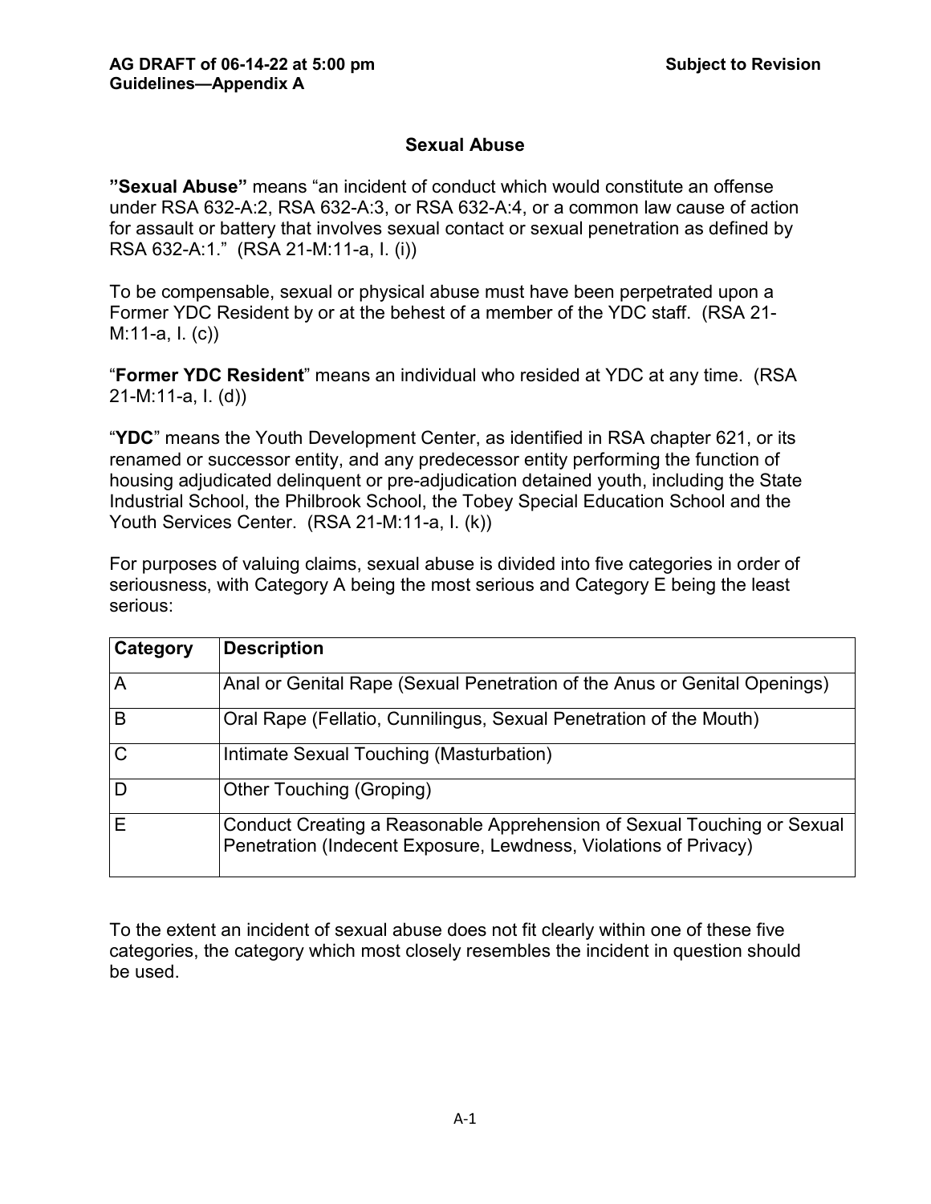**AG DRAFT of 06-14-22 at 5:00 pm** **Subject to Revision**
**Guidelines—Appendix A**

## Sexual Abuse

**"Sexual Abuse"** means "an incident of conduct which would constitute an offense under RSA 632-A:2, RSA 632-A:3, or RSA 632-A:4, or a common law cause of action for assault or battery that involves sexual contact or sexual penetration as defined by RSA 632-A:1." (RSA 21-M:11-a, I. (i))

To be compensable, sexual or physical abuse must have been perpetrated upon a Former YDC Resident by or at the behest of a member of the YDC staff. (RSA 21-M:11-a, I. (c))

"**Former YDC Resident**" means an individual who resided at YDC at any time. (RSA 21-M:11-a, I. (d))

"**YDC**" means the Youth Development Center, as identified in RSA chapter 621, or its renamed or successor entity, and any predecessor entity performing the function of housing adjudicated delinquent or pre-adjudication detained youth, including the State Industrial School, the Philbrook School, the Tobey Special Education School and the Youth Services Center. (RSA 21-M:11-a, I. (k))

For purposes of valuing claims, sexual abuse is divided into five categories in order of seriousness, with Category A being the most serious and Category E being the least serious:

| Category | Description |
| --- | --- |
| A | Anal or Genital Rape (Sexual Penetration of the Anus or Genital Openings) |
| B | Oral Rape (Fellatio, Cunnilingus, Sexual Penetration of the Mouth) |
| C | Intimate Sexual Touching (Masturbation) |
| D | Other Touching (Groping) |
| E | Conduct Creating a Reasonable Apprehension of Sexual Touching or Sexual Penetration (Indecent Exposure, Lewdness, Violations of Privacy) |

To the extent an incident of sexual abuse does not fit clearly within one of these five categories, the category which most closely resembles the incident in question should be used.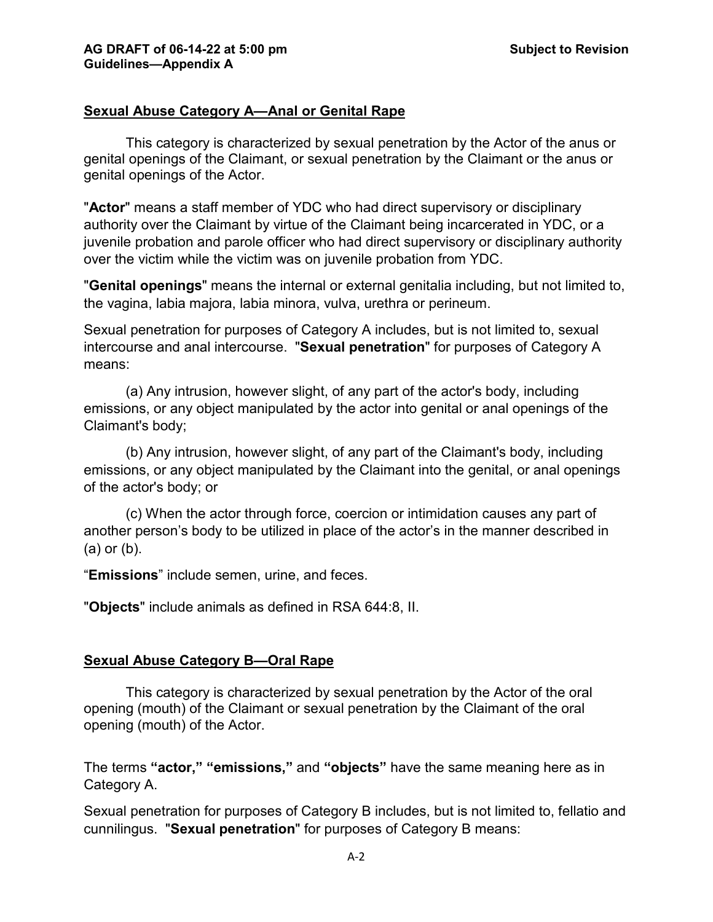## Sexual Abuse Category A—Anal or Genital Rape

This category is characterized by sexual penetration by the Actor of the anus or genital openings of the Claimant, or sexual penetration by the Claimant or the anus or genital openings of the Actor.

"**Actor**" means a staff member of YDC who had direct supervisory or disciplinary authority over the Claimant by virtue of the Claimant being incarcerated in YDC, or a juvenile probation and parole officer who had direct supervisory or disciplinary authority over the victim while the victim was on juvenile probation from YDC.

"**Genital openings**" means the internal or external genitalia including, but not limited to, the vagina, labia majora, labia minora, vulva, urethra or perineum.

Sexual penetration for purposes of Category A includes, but is not limited to, sexual intercourse and anal intercourse. "**Sexual penetration**" for purposes of Category A means:

(a) Any intrusion, however slight, of any part of the actor's body, including emissions, or any object manipulated by the actor into genital or anal openings of the Claimant's body;

(b) Any intrusion, however slight, of any part of the Claimant's body, including emissions, or any object manipulated by the Claimant into the genital, or anal openings of the actor's body; or

(c) When the actor through force, coercion or intimidation causes any part of another person's body to be utilized in place of the actor's in the manner described in (a) or (b).

"**Emissions**" include semen, urine, and feces.

"**Objects**" include animals as defined in RSA 644:8, II.

## Sexual Abuse Category B—Oral Rape

This category is characterized by sexual penetration by the Actor of the oral opening (mouth) of the Claimant or sexual penetration by the Claimant of the oral opening (mouth) of the Actor.

The terms **"actor," "emissions,"** and **"objects"** have the same meaning here as in Category A.

Sexual penetration for purposes of Category B includes, but is not limited to, fellatio and cunnilingus. "**Sexual penetration**" for purposes of Category B means: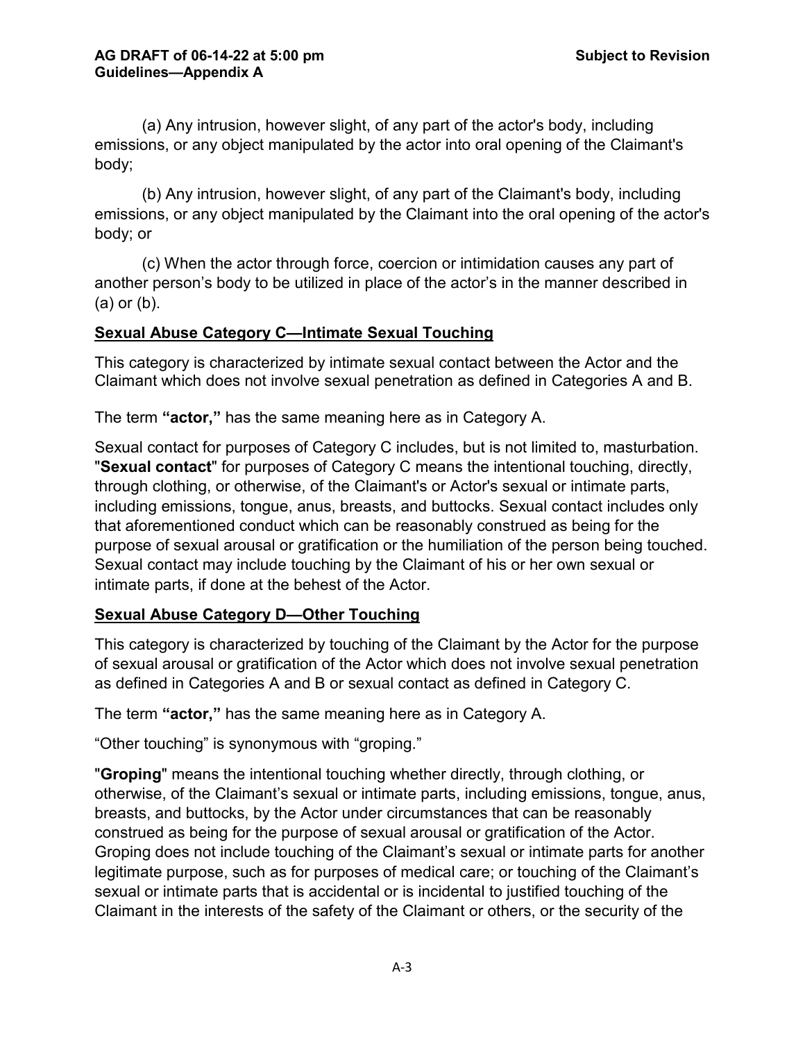(a) Any intrusion, however slight, of any part of the actor's body, including emissions, or any object manipulated by the actor into oral opening of the Claimant's body;

(b) Any intrusion, however slight, of any part of the Claimant's body, including emissions, or any object manipulated by the Claimant into the oral opening of the actor's body; or

(c) When the actor through force, coercion or intimidation causes any part of another person's body to be utilized in place of the actor's in the manner described in (a) or (b).

## Sexual Abuse Category C—Intimate Sexual Touching

This category is characterized by intimate sexual contact between the Actor and the Claimant which does not involve sexual penetration as defined in Categories A and B.

The term **"actor,"** has the same meaning here as in Category A.

Sexual contact for purposes of Category C includes, but is not limited to, masturbation. "**Sexual contact**" for purposes of Category C means the intentional touching, directly, through clothing, or otherwise, of the Claimant's or Actor's sexual or intimate parts, including emissions, tongue, anus, breasts, and buttocks. Sexual contact includes only that aforementioned conduct which can be reasonably construed as being for the purpose of sexual arousal or gratification or the humiliation of the person being touched. Sexual contact may include touching by the Claimant of his or her own sexual or intimate parts, if done at the behest of the Actor.

## Sexual Abuse Category D—Other Touching

This category is characterized by touching of the Claimant by the Actor for the purpose of sexual arousal or gratification of the Actor which does not involve sexual penetration as defined in Categories A and B or sexual contact as defined in Category C.

The term **"actor,"** has the same meaning here as in Category A.

"Other touching" is synonymous with "groping."

"**Groping**" means the intentional touching whether directly, through clothing, or otherwise, of the Claimant's sexual or intimate parts, including emissions, tongue, anus, breasts, and buttocks, by the Actor under circumstances that can be reasonably construed as being for the purpose of sexual arousal or gratification of the Actor. Groping does not include touching of the Claimant's sexual or intimate parts for another legitimate purpose, such as for purposes of medical care; or touching of the Claimant's sexual or intimate parts that is accidental or is incidental to justified touching of the Claimant in the interests of the safety of the Claimant or others, or the security of the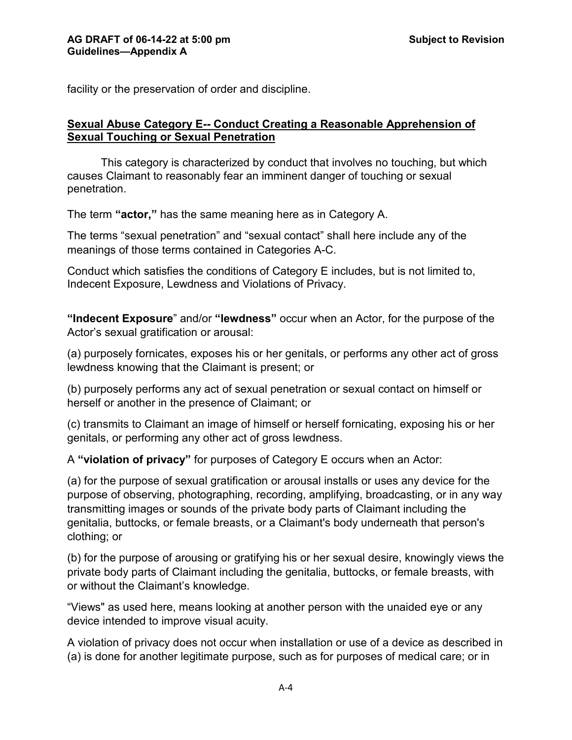facility or the preservation of order and discipline.

## Sexual Abuse Category E-- Conduct Creating a Reasonable Apprehension of Sexual Touching or Sexual Penetration

This category is characterized by conduct that involves no touching, but which causes Claimant to reasonably fear an imminent danger of touching or sexual penetration.

The term **"actor,"** has the same meaning here as in Category A.

The terms "sexual penetration" and "sexual contact" shall here include any of the meanings of those terms contained in Categories A-C.

Conduct which satisfies the conditions of Category E includes, but is not limited to, Indecent Exposure, Lewdness and Violations of Privacy.

**"Indecent Exposure**" and/or **"lewdness"** occur when an Actor, for the purpose of the Actor's sexual gratification or arousal:

(a) purposely fornicates, exposes his or her genitals, or performs any other act of gross lewdness knowing that the Claimant is present; or

(b) purposely performs any act of sexual penetration or sexual contact on himself or herself or another in the presence of Claimant; or

(c) transmits to Claimant an image of himself or herself fornicating, exposing his or her genitals, or performing any other act of gross lewdness.

A **"violation of privacy"** for purposes of Category E occurs when an Actor:

(a) for the purpose of sexual gratification or arousal installs or uses any device for the purpose of observing, photographing, recording, amplifying, broadcasting, or in any way transmitting images or sounds of the private body parts of Claimant including the genitalia, buttocks, or female breasts, or a Claimant's body underneath that person's clothing; or

(b) for the purpose of arousing or gratifying his or her sexual desire, knowingly views the private body parts of Claimant including the genitalia, buttocks, or female breasts, with or without the Claimant's knowledge.

"Views" as used here, means looking at another person with the unaided eye or any device intended to improve visual acuity.

A violation of privacy does not occur when installation or use of a device as described in (a) is done for another legitimate purpose, such as for purposes of medical care; or in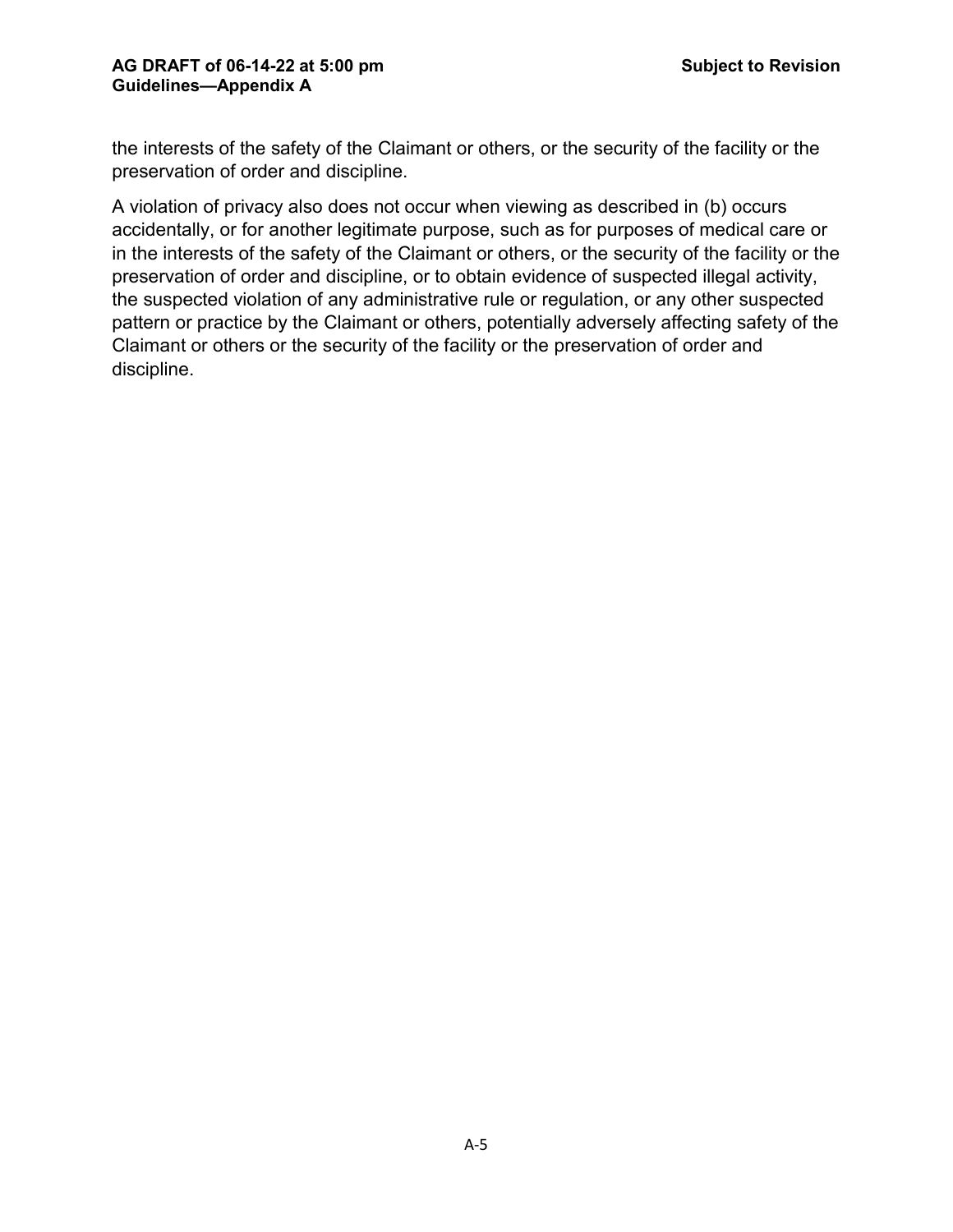the interests of the safety of the Claimant or others, or the security of the facility or the preservation of order and discipline.

A violation of privacy also does not occur when viewing as described in (b) occurs accidentally, or for another legitimate purpose, such as for purposes of medical care or in the interests of the safety of the Claimant or others, or the security of the facility or the preservation of order and discipline, or to obtain evidence of suspected illegal activity, the suspected violation of any administrative rule or regulation, or any other suspected pattern or practice by the Claimant or others, potentially adversely affecting safety of the Claimant or others or the security of the facility or the preservation of order and discipline.